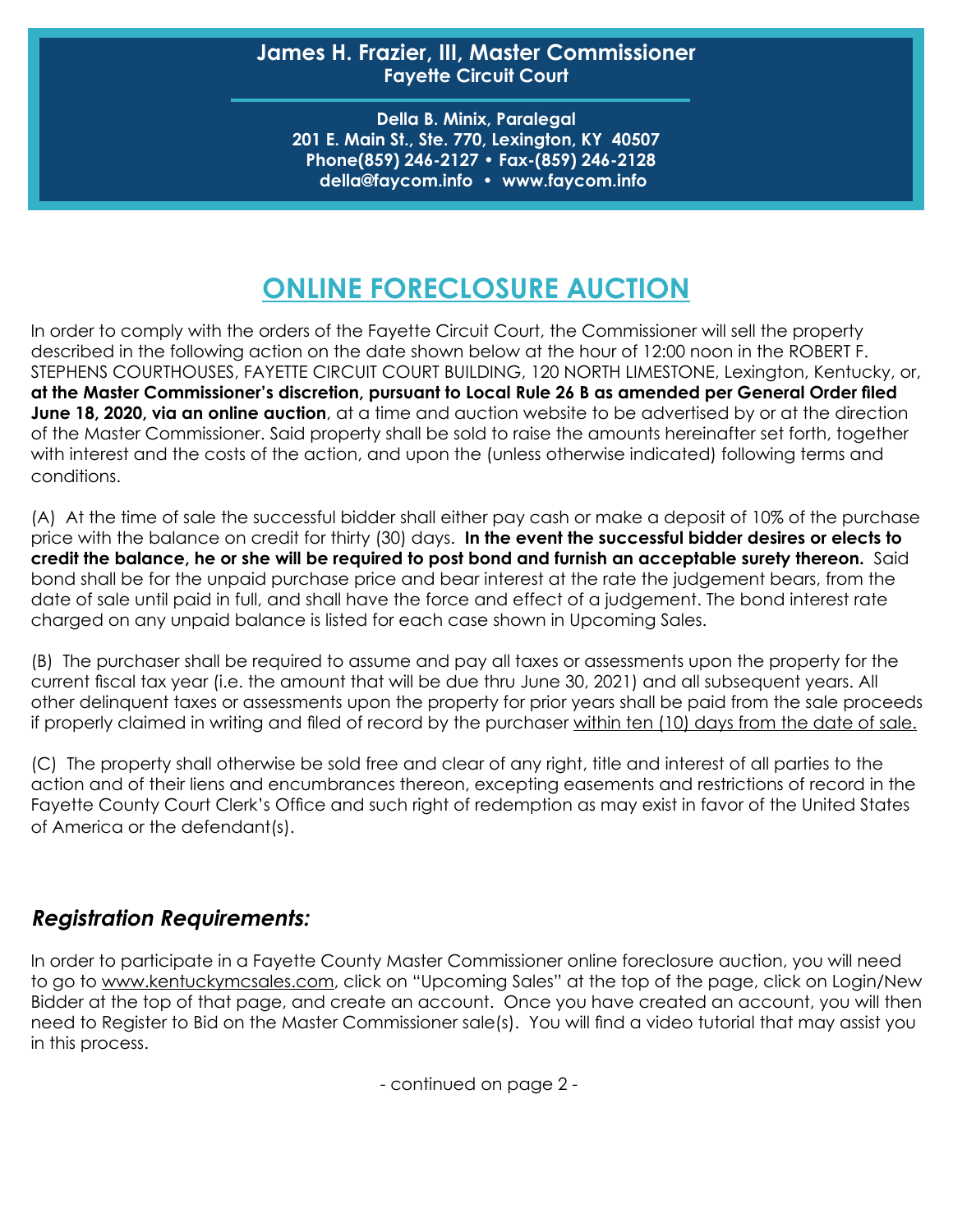**James H. Frazier, III, Master Commissioner**
**Fayette Circuit Court**

**Della B. Minix, Paralegal**
**201 E. Main St., Ste. 770, Lexington, KY 40507**
**Phone(859) 246-2127 • Fax-(859) 246-2128**
**della@faycom.info • www.faycom.info**

# ONLINE FORECLOSURE AUCTION

In order to comply with the orders of the Fayette Circuit Court, the Commissioner will sell the property described in the following action on the date shown below at the hour of 12:00 noon in the ROBERT F. STEPHENS COURTHOUSES, FAYETTE CIRCUIT COURT BUILDING, 120 NORTH LIMESTONE, Lexington, Kentucky, or, **at the Master Commissioner's discretion, pursuant to Local Rule 26 B as amended per General Order filed June 18, 2020, via an online auction**, at a time and auction website to be advertised by or at the direction of the Master Commissioner. Said property shall be sold to raise the amounts hereinafter set forth, together with interest and the costs of the action, and upon the (unless otherwise indicated) following terms and conditions.

(A) At the time of sale the successful bidder shall either pay cash or make a deposit of 10% of the purchase price with the balance on credit for thirty (30) days. **In the event the successful bidder desires or elects to credit the balance, he or she will be required to post bond and furnish an acceptable surety thereon.** Said bond shall be for the unpaid purchase price and bear interest at the rate the judgement bears, from the date of sale until paid in full, and shall have the force and effect of a judgement. The bond interest rate charged on any unpaid balance is listed for each case shown in Upcoming Sales.

(B) The purchaser shall be required to assume and pay all taxes or assessments upon the property for the current fiscal tax year (i.e. the amount that will be due thru June 30, 2021) and all subsequent years. All other delinquent taxes or assessments upon the property for prior years shall be paid from the sale proceeds if properly claimed in writing and filed of record by the purchaser within ten (10) days from the date of sale.

(C) The property shall otherwise be sold free and clear of any right, title and interest of all parties to the action and of their liens and encumbrances thereon, excepting easements and restrictions of record in the Fayette County Court Clerk's Office and such right of redemption as may exist in favor of the United States of America or the defendant(s).

## *Registration Requirements:*

In order to participate in a Fayette County Master Commissioner online foreclosure auction, you will need to go to www.kentuckymcsales.com, click on "Upcoming Sales" at the top of the page, click on Login/New Bidder at the top of that page, and create an account. Once you have created an account, you will then need to Register to Bid on the Master Commissioner sale(s). You will find a video tutorial that may assist you in this process.

- continued on page 2 -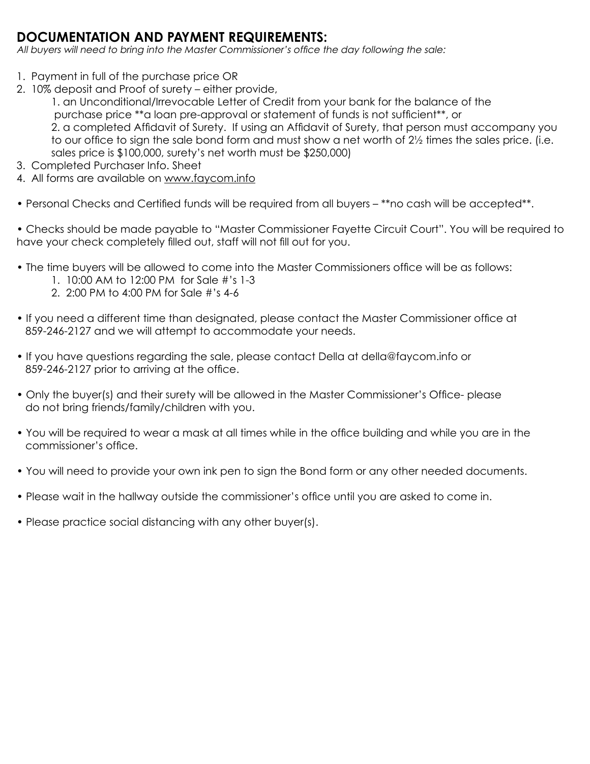## DOCUMENTATION AND PAYMENT REQUIREMENTS:

*All buyers will need to bring into the Master Commissioner's office the day following the sale:*

1. Payment in full of the purchase price OR
2. 10% deposit and Proof of surety – either provide,
    1. an Unconditional/Irrevocable Letter of Credit from your bank for the balance of the purchase price **a loan pre-approval or statement of funds is not sufficient**, or
    2. a completed Affidavit of Surety. If using an Affidavit of Surety, that person must accompany you to our office to sign the sale bond form and must show a net worth of 2½ times the sales price. (i.e. sales price is $100,000, surety's net worth must be $250,000)
3. Completed Purchaser Info. Sheet
4. All forms are available on www.faycom.info

- Personal Checks and Certified funds will be required from all buyers – **no cash will be accepted**.

- Checks should be made payable to "Master Commissioner Fayette Circuit Court". You will be required to have your check completely filled out, staff will not fill out for you.

- The time buyers will be allowed to come into the Master Commissioners office will be as follows:
    1. 10:00 AM to 12:00 PM for Sale #'s 1-3
    2. 2:00 PM to 4:00 PM for Sale #'s 4-6

- If you need a different time than designated, please contact the Master Commissioner office at 859-246-2127 and we will attempt to accommodate your needs.

- If you have questions regarding the sale, please contact Della at della@faycom.info or 859-246-2127 prior to arriving at the office.

- Only the buyer(s) and their surety will be allowed in the Master Commissioner's Office- please do not bring friends/family/children with you.

- You will be required to wear a mask at all times while in the office building and while you are in the commissioner's office.

- You will need to provide your own ink pen to sign the Bond form or any other needed documents.

- Please wait in the hallway outside the commissioner's office until you are asked to come in.

- Please practice social distancing with any other buyer(s).